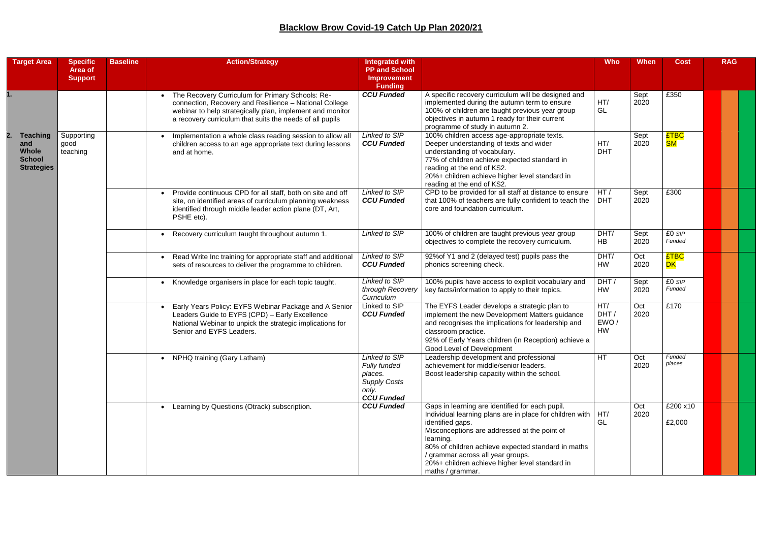# Blacklow Brow Covid-19 Catch Up Plan 2020/21

| Target Area | Specific Area of Support | Baseline | Action/Strategy | Integrated with PP and School Improvement Funding | | Who | When | Cost | RAG |
|---|---|---|---|---|---|---|---|---|---|
| 1. | | | • The Recovery Curriculum for Primary Schools: Re-connection, Recovery and Resilience – National College webinar to help strategically plan, implement and monitor a recovery curriculum that suits the needs of all pupils | ***CCU Funded*** | A specific recovery curriculum will be designed and implemented during the autumn term to ensure 100% of children are taught previous year group objectives in autumn 1 ready for their current programme of study in autumn 2. | HT/ GL | Sept 2020 | £350 | |
| 2. **Teaching and Whole School Strategies** | Supporting good teaching | | • Implementation a whole class reading session to allow all children access to an age appropriate text during lessons and at home. | *Linked to SIP* ***CCU Funded*** | 100% children access age-appropriate texts. Deeper understanding of texts and wider understanding of vocabulary. 77% of children achieve expected standard in reading at the end of KS2. 20%+ children achieve higher level standard in reading at the end of KS2. | HT/ DHT | Sept 2020 | £TBC SM | |
| | | | • Provide continuous CPD for all staff, both on site and off site, on identified areas of curriculum planning weakness identified through middle leader action plane (DT, Art, PSHE etc). | *Linked to SIP* ***CCU Funded*** | CPD to be provided for all staff at distance to ensure that 100% of teachers are fully confident to teach the core and foundation curriculum. | HT / DHT | Sept 2020 | £300 | |
| | | | • Recovery curriculum taught throughout autumn 1. | *Linked to SIP* | 100% of children are taught previous year group objectives to complete the recovery curriculum. | DHT/ HB | Sept 2020 | £0 *SIP Funded* | |
| | | | • Read Write Inc training for appropriate staff and additional sets of resources to deliver the programme to children. | *Linked to SIP* ***CCU Funded*** | 92%of Y1 and 2 (delayed test) pupils pass the phonics screening check. | DHT/ HW | Oct 2020 | £TBC DK | |
| | | | • Knowledge organisers in place for each topic taught. | *Linked to SIP through Recovery Curriculum* | 100% pupils have access to explicit vocabulary and key facts/information to apply to their topics. | DHT / HW | Sept 2020 | £0 *SIP Funded* | |
| | | | • Early Years Policy: EYFS Webinar Package and A Senior Leaders Guide to EYFS (CPD) – Early Excellence National Webinar to unpick the strategic implications for Senior and EYFS Leaders. | Linked to SIP ***CCU Funded*** | The EYFS Leader develops a strategic plan to implement the new Development Matters guidance and recognises the implications for leadership and classroom practice. 92% of Early Years children (in Reception) achieve a Good Level of Development | HT/ DHT / EWO / HW | Oct 2020 | £170 | |
| | | | • NPHQ training (Gary Latham) | *Linked to SIP Fully funded places. Supply Costs only.* ***CCU Funded*** | Leadership development and professional achievement for middle/senior leaders. Boost leadership capacity within the school. | HT | Oct 2020 | *Funded places* | |
| | | | • Learning by Questions (Otrack) subscription. | ***CCU Funded*** | Gaps in learning are identified for each pupil. Individual learning plans are in place for children with identified gaps. Misconceptions are addressed at the point of learning. 80% of children achieve expected standard in maths / grammar across all year groups. 20%+ children achieve higher level standard in maths / grammar. | HT/ GL | Oct 2020 | £200 x10 £2,000 | |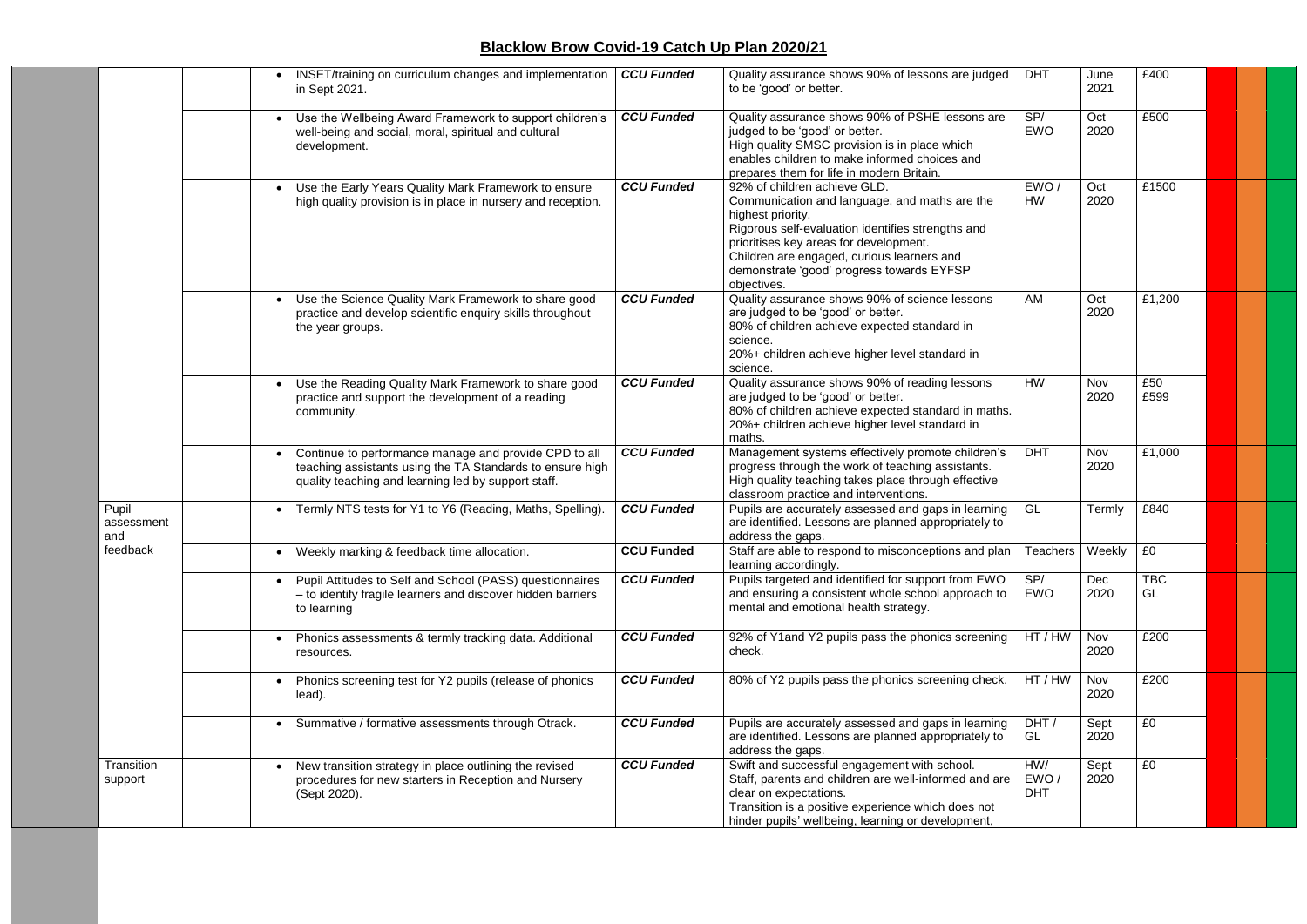## Blacklow Brow Covid-19 Catch Up Plan 2020/21

| | | | | | | | | | | | |
|---|---|---|---|---|---|---|---|---|---|---|---|
| | | | • INSET/training on curriculum changes and implementation in Sept 2021. | *CCU Funded* | Quality assurance shows 90% of lessons are judged to be 'good' or better. | DHT | June 2021 | £400 | | | |
| | | | • Use the Wellbeing Award Framework to support children's well-being and social, moral, spiritual and cultural development. | *CCU Funded* | Quality assurance shows 90% of PSHE lessons are judged to be 'good' or better.<br>High quality SMSC provision is in place which enables children to make informed choices and prepares them for life in modern Britain. | SP/ EWO | Oct 2020 | £500 | | | |
| | | | • Use the Early Years Quality Mark Framework to ensure high quality provision is in place in nursery and reception. | *CCU Funded* | 92% of children achieve GLD.<br>Communication and language, and maths are the highest priority.<br>Rigorous self-evaluation identifies strengths and prioritises key areas for development.<br>Children are engaged, curious learners and demonstrate 'good' progress towards EYFSP objectives. | EWO / HW | Oct 2020 | £1500 | | | |
| | | | • Use the Science Quality Mark Framework to share good practice and develop scientific enquiry skills throughout the year groups. | *CCU Funded* | Quality assurance shows 90% of science lessons are judged to be 'good' or better.<br>80% of children achieve expected standard in science.<br>20%+ children achieve higher level standard in science. | AM | Oct 2020 | £1,200 | | | |
| | | | • Use the Reading Quality Mark Framework to share good practice and support the development of a reading community. | *CCU Funded* | Quality assurance shows 90% of reading lessons are judged to be 'good' or better.<br>80% of children achieve expected standard in maths.<br>20%+ children achieve higher level standard in maths. | HW | Nov 2020 | £50<br>£599 | | | |
| | | | • Continue to performance manage and provide CPD to all teaching assistants using the TA Standards to ensure high quality teaching and learning led by support staff. | *CCU Funded* | Management systems effectively promote children's progress through the work of teaching assistants.<br>High quality teaching takes place through effective classroom practice and interventions. | DHT | Nov 2020 | £1,000 | | | |
| | Pupil assessment and feedback | | • Termly NTS tests for Y1 to Y6 (Reading, Maths, Spelling). | *CCU Funded* | Pupils are accurately assessed and gaps in learning are identified. Lessons are planned appropriately to address the gaps. | GL | Termly | £840 | | | |
| | | | • Weekly marking & feedback time allocation. | **CCU Funded** | Staff are able to respond to misconceptions and plan learning accordingly. | Teachers | Weekly | £0 | | | |
| | | | • Pupil Attitudes to Self and School (PASS) questionnaires – to identify fragile learners and discover hidden barriers to learning | *CCU Funded* | Pupils targeted and identified for support from EWO and ensuring a consistent whole school approach to mental and emotional health strategy. | SP/ EWO | Dec 2020 | TBC GL | | | |
| | | | • Phonics assessments & termly tracking data. Additional resources. | *CCU Funded* | 92% of Y1and Y2 pupils pass the phonics screening check. | HT / HW | Nov 2020 | £200 | | | |
| | | | • Phonics screening test for Y2 pupils (release of phonics lead). | *CCU Funded* | 80% of Y2 pupils pass the phonics screening check. | HT / HW | Nov 2020 | £200 | | | |
| | | | • Summative / formative assessments through Otrack. | *CCU Funded* | Pupils are accurately assessed and gaps in learning are identified. Lessons are planned appropriately to address the gaps. | DHT / GL | Sept 2020 | £0 | | | |
| | Transition support | | • New transition strategy in place outlining the revised procedures for new starters in Reception and Nursery (Sept 2020). | *CCU Funded* | Swift and successful engagement with school.<br>Staff, parents and children are well-informed and are clear on expectations.<br>Transition is a positive experience which does not hinder pupils' wellbeing, learning or development, | HW/ EWO / DHT | Sept 2020 | £0 | | | |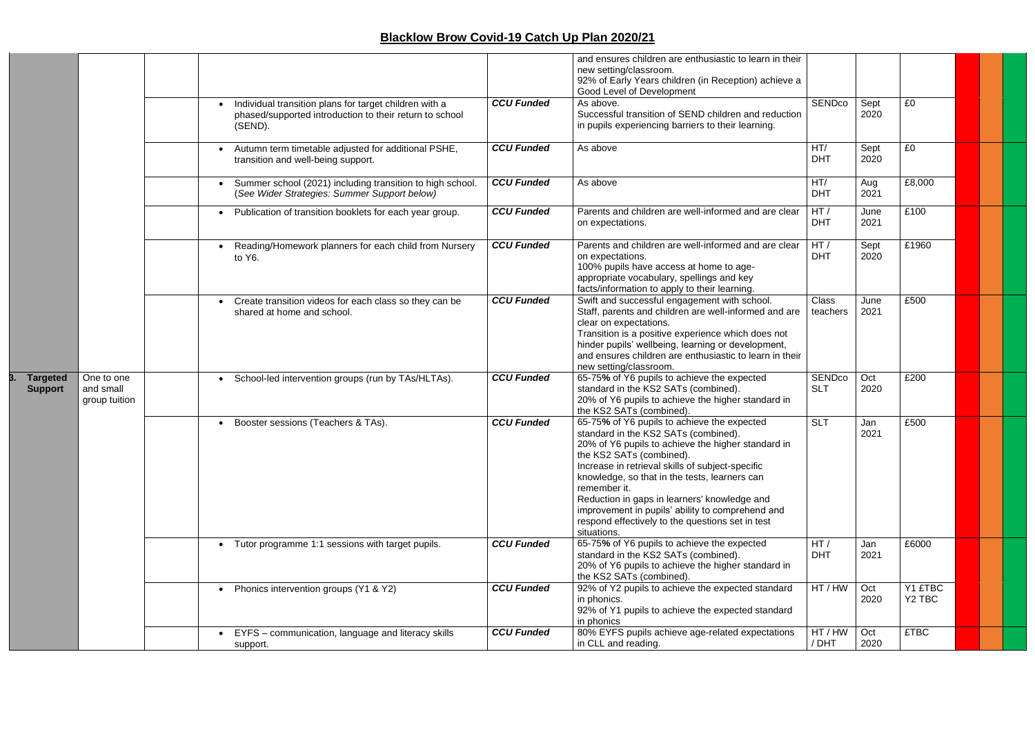# Blacklow Brow Covid-19 Catch Up Plan 2020/21

| | | | | | | | | | | | |
|---|---|---|---|---|---|---|---|---|---|---|---|
| | | | | | and ensures children are enthusiastic to learn in their new setting/classroom. 92% of Early Years children (in Reception) achieve a Good Level of Development | | | | | | |
| | | | • Individual transition plans for target children with a phased/supported introduction to their return to school (SEND). | ***CCU Funded*** | As above. Successful transition of SEND children and reduction in pupils experiencing barriers to their learning. | SENDco | Sept 2020 | £0 | | | |
| | | | • Autumn term timetable adjusted for additional PSHE, transition and well-being support. | ***CCU Funded*** | As above | HT/ DHT | Sept 2020 | £0 | | | |
| | | | • Summer school (2021) including transition to high school. (*See Wider Strategies: Summer Support below*) | ***CCU Funded*** | As above | HT/ DHT | Aug 2021 | £8,000 | | | |
| | | | • Publication of transition booklets for each year group. | ***CCU Funded*** | Parents and children are well-informed and are clear on expectations. | HT / DHT | June 2021 | £100 | | | |
| | | | • Reading/Homework planners for each child from Nursery to Y6. | ***CCU Funded*** | Parents and children are well-informed and are clear on expectations. 100% pupils have access at home to age-appropriate vocabulary, spellings and key facts/information to apply to their learning. | HT / DHT | Sept 2020 | £1960 | | | |
| | | | • Create transition videos for each class so they can be shared at home and school. | ***CCU Funded*** | Swift and successful engagement with school. Staff, parents and children are well-informed and are clear on expectations. Transition is a positive experience which does not hinder pupils' wellbeing, learning or development, and ensures children are enthusiastic to learn in their new setting/classroom. | Class teachers | June 2021 | £500 | | | |
| **3. Targeted Support** | One to one and small group tuition | | • School-led intervention groups (run by TAs/HLTAs). | ***CCU Funded*** | 65-75**%** of Y6 pupils to achieve the expected standard in the KS2 SATs (combined). 20% of Y6 pupils to achieve the higher standard in the KS2 SATs (combined). | SENDco SLT | Oct 2020 | £200 | | | |
| | | | • Booster sessions (Teachers & TAs). | ***CCU Funded*** | 65-75**%** of Y6 pupils to achieve the expected standard in the KS2 SATs (combined). 20% of Y6 pupils to achieve the higher standard in the KS2 SATs (combined). Increase in retrieval skills of subject-specific knowledge, so that in the tests, learners can remember it. Reduction in gaps in learners' knowledge and improvement in pupils' ability to comprehend and respond effectively to the questions set in test situations. | SLT | Jan 2021 | £500 | | | |
| | | | • Tutor programme 1:1 sessions with target pupils. | ***CCU Funded*** | 65-75**%** of Y6 pupils to achieve the expected standard in the KS2 SATs (combined). 20% of Y6 pupils to achieve the higher standard in the KS2 SATs (combined). | HT / DHT | Jan 2021 | £6000 | | | |
| | | | • Phonics intervention groups (Y1 & Y2) | ***CCU Funded*** | 92% of Y2 pupils to achieve the expected standard in phonics. 92% of Y1 pupils to achieve the expected standard in phonics | HT / HW | Oct 2020 | Y1 £TBC Y2 TBC | | | |
| | | | • EYFS – communication, language and literacy skills support. | ***CCU Funded*** | 80% EYFS pupils achieve age-related expectations in CLL and reading. | HT / HW / DHT | Oct 2020 | £TBC | | | |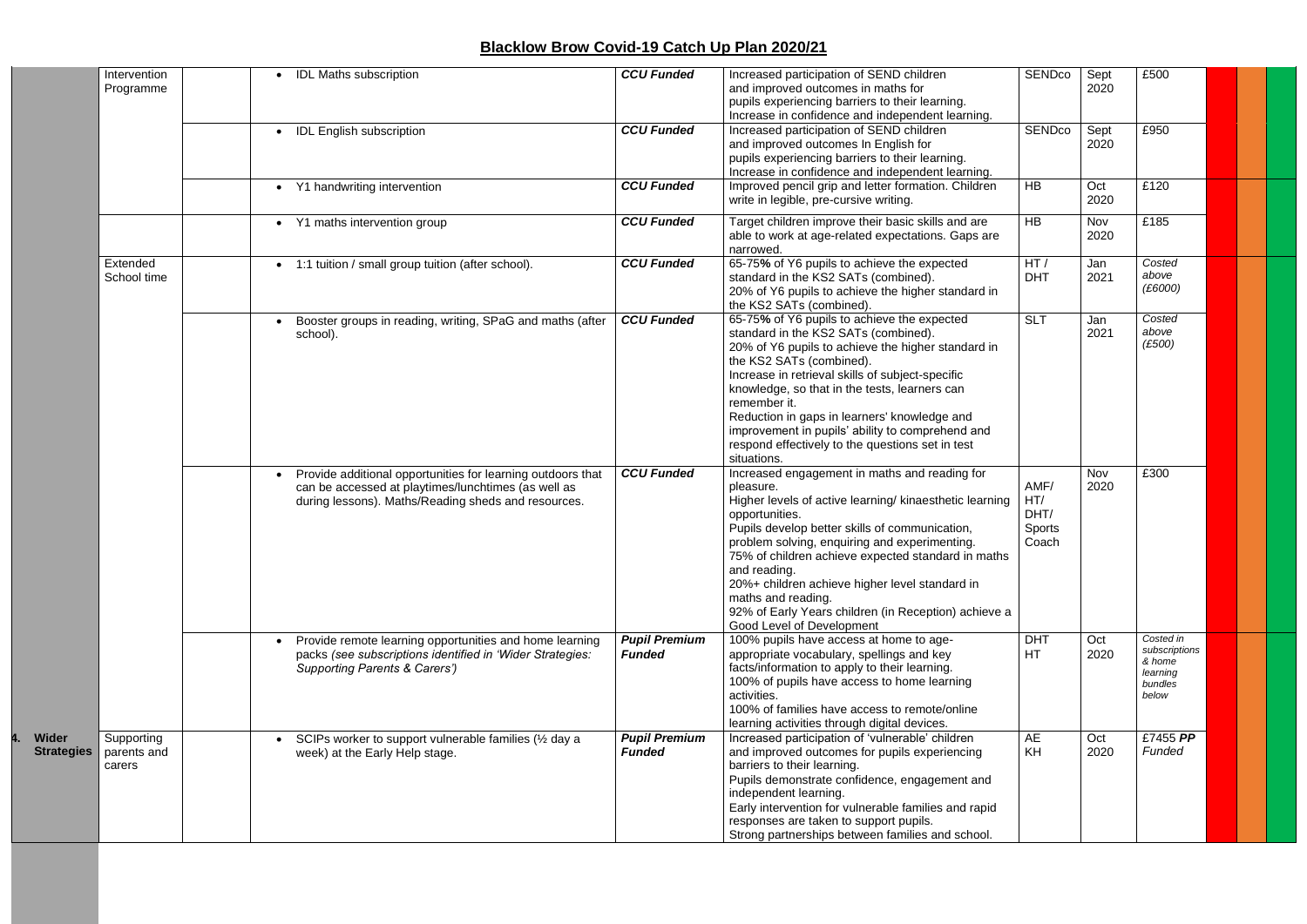## Blacklow Brow Covid-19 Catch Up Plan 2020/21

| | | | | | | | | | | | |
|---|---|---|---|---|---|---|---|---|---|---|---|
| | Intervention Programme | | • IDL Maths subscription | ***CCU Funded*** | Increased participation of SEND children and improved outcomes in maths for pupils experiencing barriers to their learning. Increase in confidence and independent learning. | SENDco | Sept 2020 | £500 | | | |
| | | | • IDL English subscription | ***CCU Funded*** | Increased participation of SEND children and improved outcomes In English for pupils experiencing barriers to their learning. Increase in confidence and independent learning. | SENDco | Sept 2020 | £950 | | | |
| | | | • Y1 handwriting intervention | ***CCU Funded*** | Improved pencil grip and letter formation. Children write in legible, pre-cursive writing. | HB | Oct 2020 | £120 | | | |
| | | | • Y1 maths intervention group | ***CCU Funded*** | Target children improve their basic skills and are able to work at age-related expectations. Gaps are narrowed. | HB | Nov 2020 | £185 | | | |
| | Extended School time | | • 1:1 tuition / small group tuition (after school). | ***CCU Funded*** | 65-75**%** of Y6 pupils to achieve the expected standard in the KS2 SATs (combined). 20% of Y6 pupils to achieve the higher standard in the KS2 SATs (combined). | HT / DHT | Jan 2021 | *Costed above (£6000)* | | | |
| | | | • Booster groups in reading, writing, SPaG and maths (after school). | ***CCU Funded*** | 65-75**%** of Y6 pupils to achieve the expected standard in the KS2 SATs (combined). 20% of Y6 pupils to achieve the higher standard in the KS2 SATs (combined). Increase in retrieval skills of subject-specific knowledge, so that in the tests, learners can remember it. Reduction in gaps in learners' knowledge and improvement in pupils' ability to comprehend and respond effectively to the questions set in test situations. | SLT | Jan 2021 | *Costed above (£500)* | | | |
| | | | • Provide additional opportunities for learning outdoors that can be accessed at playtimes/lunchtimes (as well as during lessons). Maths/Reading sheds and resources. | ***CCU Funded*** | Increased engagement in maths and reading for pleasure. Higher levels of active learning/ kinaesthetic learning opportunities. Pupils develop better skills of communication, problem solving, enquiring and experimenting. 75% of children achieve expected standard in maths and reading. 20%+ children achieve higher level standard in maths and reading. 92% of Early Years children (in Reception) achieve a Good Level of Development | AMF/ HT/ DHT/ Sports Coach | Nov 2020 | £300 | | | |
| | | | • Provide remote learning opportunities and home learning packs *(see subscriptions identified in 'Wider Strategies: Supporting Parents & Carers')* | ***Pupil Premium Funded*** | 100% pupils have access at home to age-appropriate vocabulary, spellings and key facts/information to apply to their learning. 100% of pupils have access to home learning activities. 100% of families have access to remote/online learning activities through digital devices. | DHT HT | Oct 2020 | *Costed in subscriptions & home learning bundles below* | | | |
| **4. Wider Strategies** | Supporting parents and carers | | • SCIPs worker to support vulnerable families (½ day a week) at the Early Help stage. | ***Pupil Premium Funded*** | Increased participation of 'vulnerable' children and improved outcomes for pupils experiencing barriers to their learning. Pupils demonstrate confidence, engagement and independent learning. Early intervention for vulnerable families and rapid responses are taken to support pupils. Strong partnerships between families and school. | AE KH | Oct 2020 | £7455 ***PP Funded*** | | | |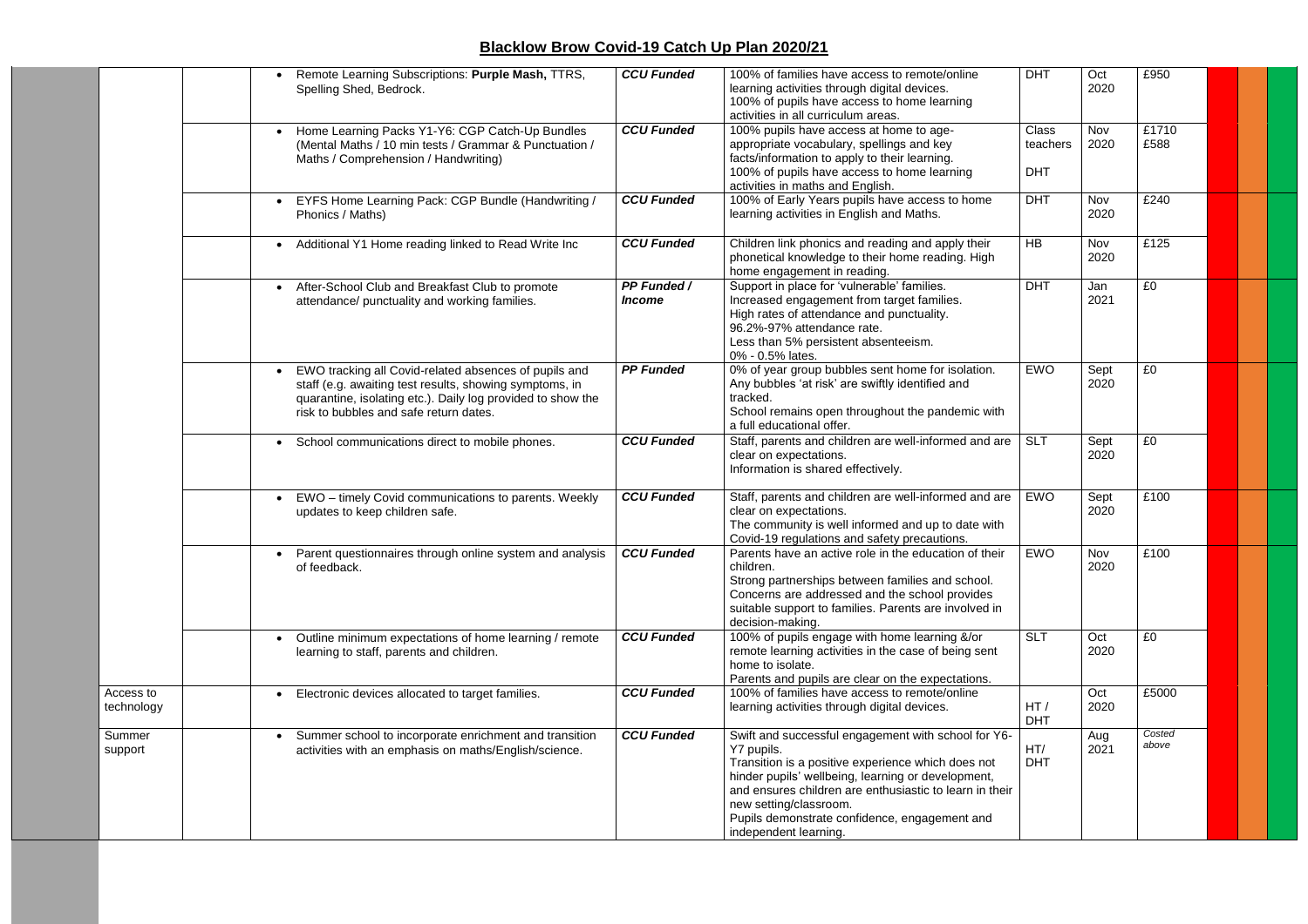## Blacklow Brow Covid-19 Catch Up Plan 2020/21

| | | | Action | Funding | Success Criteria | Lead | Date | Cost | | | |
|---|---|---|---|---|---|---|---|---|---|---|---|
| | | | • Remote Learning Subscriptions: **Purple Mash,** TTRS, Spelling Shed, Bedrock. | ***CCU Funded*** | 100% of families have access to remote/online learning activities through digital devices.<br>100% of pupils have access to home learning activities in all curriculum areas. | DHT | Oct 2020 | £950 | | | |
| | | | • Home Learning Packs Y1-Y6: CGP Catch-Up Bundles (Mental Maths / 10 min tests / Grammar & Punctuation / Maths / Comprehension / Handwriting) | ***CCU Funded*** | 100% pupils have access at home to age-appropriate vocabulary, spellings and key facts/information to apply to their learning.<br>100% of pupils have access to home learning activities in maths and English. | Class teachers<br>DHT | Nov 2020 | £1710<br>£588 | | | |
| | | | • EYFS Home Learning Pack: CGP Bundle (Handwriting / Phonics / Maths) | ***CCU Funded*** | 100% of Early Years pupils have access to home learning activities in English and Maths. | DHT | Nov 2020 | £240 | | | |
| | | | • Additional Y1 Home reading linked to Read Write Inc | ***CCU Funded*** | Children link phonics and reading and apply their phonetical knowledge to their home reading. High home engagement in reading. | HB | Nov 2020 | £125 | | | |
| | | | • After-School Club and Breakfast Club to promote attendance/ punctuality and working families. | ***PP Funded / Income*** | Support in place for 'vulnerable' families.<br>Increased engagement from target families.<br>High rates of attendance and punctuality.<br>96.2%-97% attendance rate.<br>Less than 5% persistent absenteeism.<br>0% - 0.5% lates. | DHT | Jan 2021 | £0 | | | |
| | | | • EWO tracking all Covid-related absences of pupils and staff (e.g. awaiting test results, showing symptoms, in quarantine, isolating etc.). Daily log provided to show the risk to bubbles and safe return dates. | ***PP Funded*** | 0% of year group bubbles sent home for isolation.<br>Any bubbles 'at risk' are swiftly identified and tracked.<br>School remains open throughout the pandemic with a full educational offer. | EWO | Sept 2020 | £0 | | | |
| | | | • School communications direct to mobile phones. | ***CCU Funded*** | Staff, parents and children are well-informed and are clear on expectations.<br>Information is shared effectively. | SLT | Sept 2020 | £0 | | | |
| | | | • EWO – timely Covid communications to parents. Weekly updates to keep children safe. | ***CCU Funded*** | Staff, parents and children are well-informed and are clear on expectations.<br>The community is well informed and up to date with Covid-19 regulations and safety precautions. | EWO | Sept 2020 | £100 | | | |
| | | | • Parent questionnaires through online system and analysis of feedback. | ***CCU Funded*** | Parents have an active role in the education of their children.<br>Strong partnerships between families and school.<br>Concerns are addressed and the school provides suitable support to families. Parents are involved in decision-making. | EWO | Nov 2020 | £100 | | | |
| | | | • Outline minimum expectations of home learning / remote learning to staff, parents and children. | ***CCU Funded*** | 100% of pupils engage with home learning &/or remote learning activities in the case of being sent home to isolate.<br>Parents and pupils are clear on the expectations. | SLT | Oct 2020 | £0 | | | |
| | Access to technology | | • Electronic devices allocated to target families. | ***CCU Funded*** | 100% of families have access to remote/online learning activities through digital devices. | HT / DHT | Oct 2020 | £5000 | | | |
| | Summer support | | • Summer school to incorporate enrichment and transition activities with an emphasis on maths/English/science. | ***CCU Funded*** | Swift and successful engagement with school for Y6-Y7 pupils.<br>Transition is a positive experience which does not hinder pupils' wellbeing, learning or development, and ensures children are enthusiastic to learn in their new setting/classroom.<br>Pupils demonstrate confidence, engagement and independent learning. | HT/ DHT | Aug 2021 | *Costed above* | | | |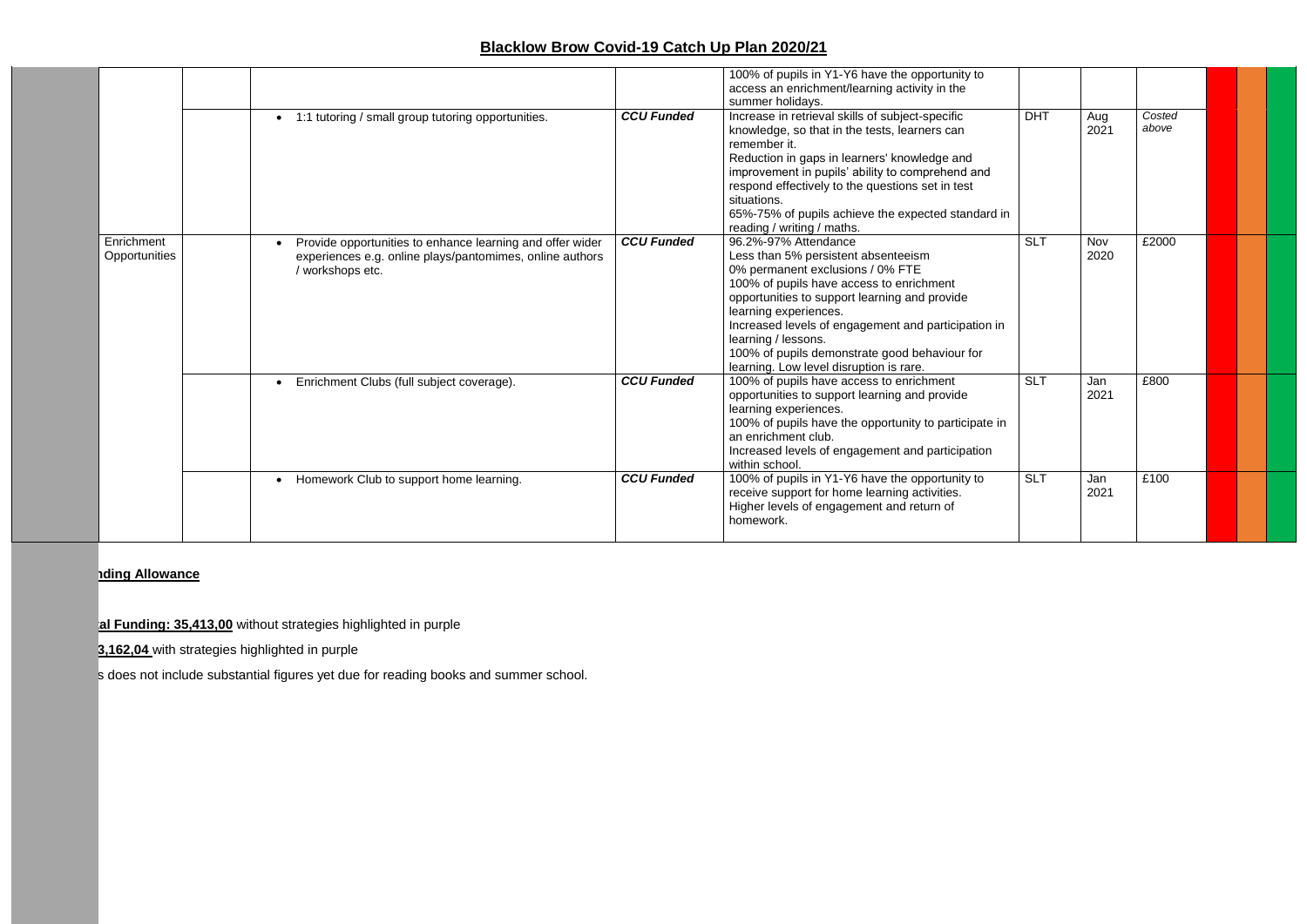## Blacklow Brow Covid-19 Catch Up Plan 2020/21

| | | | | | | | | | | |
|---|---|---|---|---|---|---|---|---|---|---|
| | | | | 100% of pupils in Y1-Y6 have the opportunity to access an enrichment/learning activity in the summer holidays. | | | | | | |
| | | • 1:1 tutoring / small group tutoring opportunities. | ***CCU Funded*** | Increase in retrieval skills of subject-specific knowledge, so that in the tests, learners can remember it.<br>Reduction in gaps in learners' knowledge and improvement in pupils' ability to comprehend and respond effectively to the questions set in test situations.<br>65%-75% of pupils achieve the expected standard in reading / writing / maths. | DHT | Aug 2021 | *Costed above* | | | |
| Enrichment Opportunities | | • Provide opportunities to enhance learning and offer wider experiences e.g. online plays/pantomimes, online authors / workshops etc. | ***CCU Funded*** | 96.2%-97% Attendance<br>Less than 5% persistent absenteeism<br>0% permanent exclusions / 0% FTE<br>100% of pupils have access to enrichment opportunities to support learning and provide learning experiences.<br>Increased levels of engagement and participation in learning / lessons.<br>100% of pupils demonstrate good behaviour for learning. Low level disruption is rare. | SLT | Nov 2020 | £2000 | | | |
| | | • Enrichment Clubs (full subject coverage). | ***CCU Funded*** | 100% of pupils have access to enrichment opportunities to support learning and provide learning experiences.<br>100% of pupils have the opportunity to participate in an enrichment club.<br>Increased levels of engagement and participation within school. | SLT | Jan 2021 | £800 | | | |
| | | • Homework Club to support home learning. | ***CCU Funded*** | 100% of pupils in Y1-Y6 have the opportunity to receive support for home learning activities.<br>Higher levels of engagement and return of homework. | SLT | Jan 2021 | £100 | | | |

**nding Allowance**

**al Funding: 35,413,00** without strategies highlighted in purple

**3,162,04** with strategies highlighted in purple

s does not include substantial figures yet due for reading books and summer school.